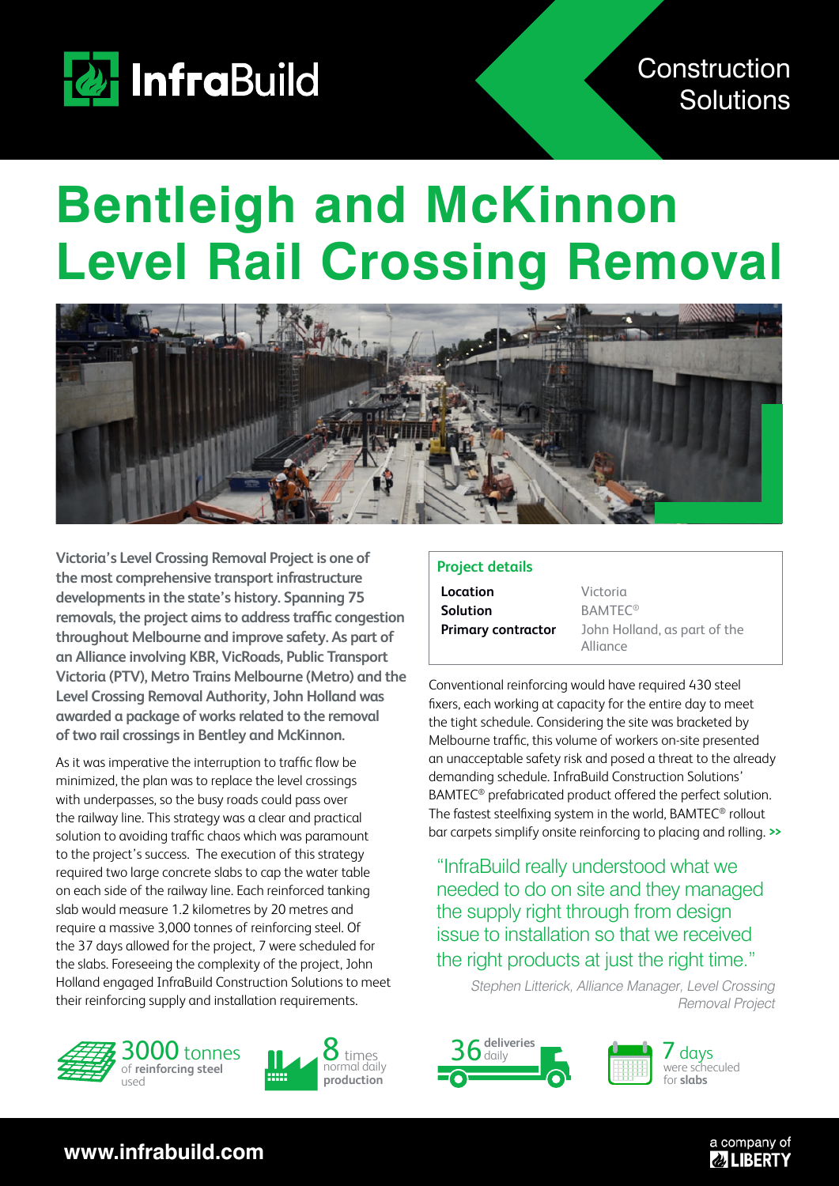InfraBuild

Construction Solutions

# Bentleigh and McKinnon Level Rail Crossing Removal

**Victoria's Level Crossing Removal Project is one of the most comprehensive transport infrastructure developments in the state's history. Spanning 75 removals, the project aims to address traffic congestion throughout Melbourne and improve safety. As part of an Alliance involving KBR, VicRoads, Public Transport Victoria (PTV), Metro Trains Melbourne (Metro) and the Level Crossing Removal Authority, John Holland was awarded a package of works related to the removal of two rail crossings in Bentley and McKinnon.**

As it was imperative the interruption to traffic flow be minimized, the plan was to replace the level crossings with underpasses, so the busy roads could pass over the railway line. This strategy was a clear and practical solution to avoiding traffic chaos which was paramount to the project's success. The execution of this strategy required two large concrete slabs to cap the water table on each side of the railway line. Each reinforced tanking slab would measure 1.2 kilometres by 20 metres and require a massive 3,000 tonnes of reinforcing steel. Of the 37 days allowed for the project, 7 were scheduled for the slabs. Foreseeing the complexity of the project, John Holland engaged InfraBuild Construction Solutions to meet their reinforcing supply and installation requirements.

## Project details

| | |
|---|---|
| **Location** | Victoria |
| **Solution** | BAMTEC® |
| **Primary contractor** | John Holland, as part of the Alliance |

Conventional reinforcing would have required 430 steel fixers, each working at capacity for the entire day to meet the tight schedule. Considering the site was bracketed by Melbourne traffic, this volume of workers on-site presented an unacceptable safety risk and posed a threat to the already demanding schedule. InfraBuild Construction Solutions' BAMTEC® prefabricated product offered the perfect solution. The fastest steelfixing system in the world, BAMTEC® rollout bar carpets simplify onsite reinforcing to placing and rolling. >>

> "InfraBuild really understood what we needed to do on site and they managed the supply right through from design issue to installation so that we received the right products at just the right time."
>
> *Stephen Litterick, Alliance Manager, Level Crossing Removal Project*

- **3000 tonnes** of **reinforcing steel** used
- **8 times** normal daily **production**
- **36 deliveries** daily
- **7 days** were scheculed for **slabs**

www.infrabuild.com

a company of LIBERTY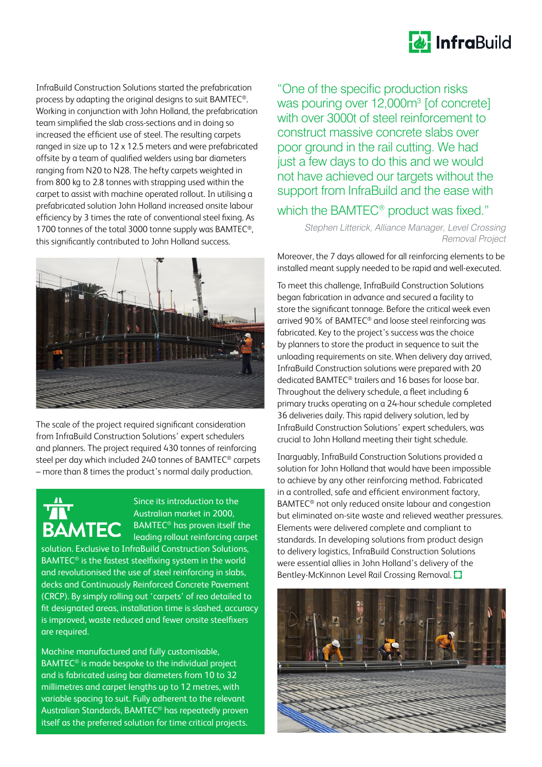InfraBuild Construction Solutions started the prefabrication process by adapting the original designs to suit BAMTEC®. Working in conjunction with John Holland, the prefabrication team simplified the slab cross-sections and in doing so increased the efficient use of steel. The resulting carpets ranged in size up to 12 x 12.5 meters and were prefabricated offsite by a team of qualified welders using bar diameters ranging from N20 to N28. The hefty carpets weighted in from 800 kg to 2.8 tonnes with strapping used within the carpet to assist with machine operated rollout. In utilising a prefabricated solution John Holland increased onsite labour efficiency by 3 times the rate of conventional steel fixing. As 1700 tonnes of the total 3000 tonne supply was BAMTEC®, this significantly contributed to John Holland success.

The scale of the project required significant consideration from InfraBuild Construction Solutions' expert schedulers and planners. The project required 430 tonnes of reinforcing steel per day which included 240 tonnes of BAMTEC® carpets – more than 8 times the product's normal daily production.

**BAMTEC**

Since its introduction to the Australian market in 2000, BAMTEC® has proven itself the leading rollout reinforcing carpet solution. Exclusive to InfraBuild Construction Solutions, BAMTEC® is the fastest steelfixing system in the world and revolutionised the use of steel reinforcing in slabs, decks and Continuously Reinforced Concrete Pavement (CRCP). By simply rolling out 'carpets' of reo detailed to fit designated areas, installation time is slashed, accuracy is improved, waste reduced and fewer onsite steelfixers are required.

Machine manufactured and fully customisable, BAMTEC® is made bespoke to the individual project and is fabricated using bar diameters from 10 to 32 millimetres and carpet lengths up to 12 metres, with variable spacing to suit. Fully adherent to the relevant Australian Standards, BAMTEC® has repeatedly proven itself as the preferred solution for time critical projects.

> "One of the specific production risks was pouring over 12,000m³ [of concrete] with over 3000t of steel reinforcement to construct massive concrete slabs over poor ground in the rail cutting. We had just a few days to do this and we would not have achieved our targets without the support from InfraBuild and the ease with which the BAMTEC® product was fixed."
>
> *Stephen Litterick, Alliance Manager, Level Crossing Removal Project*

Moreover, the 7 days allowed for all reinforcing elements to be installed meant supply needed to be rapid and well-executed.

To meet this challenge, InfraBuild Construction Solutions began fabrication in advance and secured a facility to store the significant tonnage. Before the critical week even arrived 90% of BAMTEC® and loose steel reinforcing was fabricated. Key to the project's success was the choice by planners to store the product in sequence to suit the unloading requirements on site. When delivery day arrived, InfraBuild Construction solutions were prepared with 20 dedicated BAMTEC® trailers and 16 bases for loose bar. Throughout the delivery schedule, a fleet including 6 primary trucks operating on a 24-hour schedule completed 36 deliveries daily. This rapid delivery solution, led by InfraBuild Construction Solutions' expert schedulers, was crucial to John Holland meeting their tight schedule.

Inarguably, InfraBuild Construction Solutions provided a solution for John Holland that would have been impossible to achieve by any other reinforcing method. Fabricated in a controlled, safe and efficient environment factory, BAMTEC® not only reduced onsite labour and congestion but eliminated on-site waste and relieved weather pressures. Elements were delivered complete and compliant to standards. In developing solutions from product design to delivery logistics, InfraBuild Construction Solutions were essential allies in John Holland's delivery of the Bentley-McKinnon Level Rail Crossing Removal.